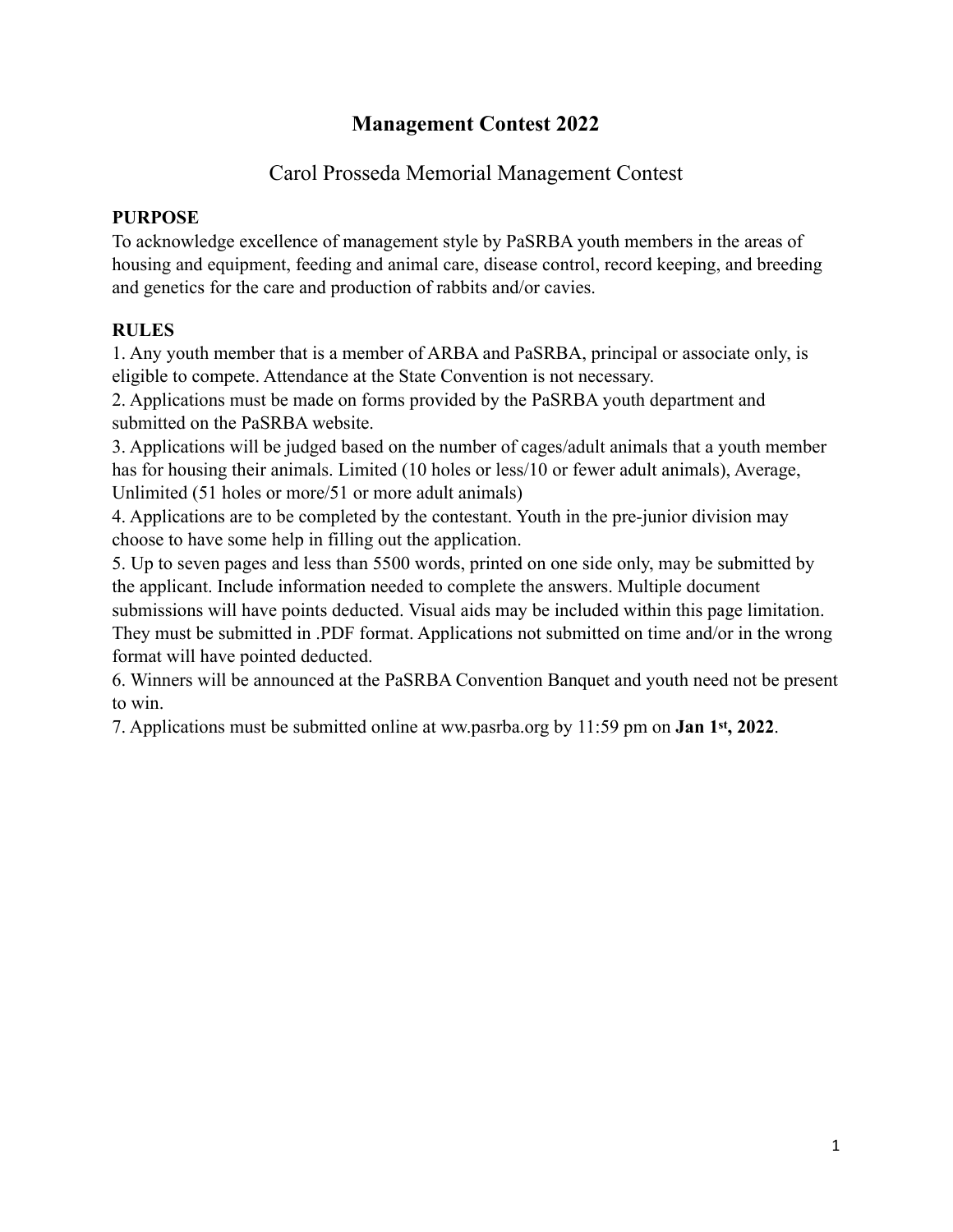# Management Contest 2022

## Carol Prosseda Memorial Management Contest

**PURPOSE**

To acknowledge excellence of management style by PaSRBA youth members in the areas of housing and equipment, feeding and animal care, disease control, record keeping, and breeding and genetics for the care and production of rabbits and/or cavies.

**RULES**

1. Any youth member that is a member of ARBA and PaSRBA, principal or associate only, is eligible to compete. Attendance at the State Convention is not necessary.
2. Applications must be made on forms provided by the PaSRBA youth department and submitted on the PaSRBA website.
3. Applications will be judged based on the number of cages/adult animals that a youth member has for housing their animals. Limited (10 holes or less/10 or fewer adult animals), Average, Unlimited (51 holes or more/51 or more adult animals)
4. Applications are to be completed by the contestant. Youth in the pre-junior division may choose to have some help in filling out the application.
5. Up to seven pages and less than 5500 words, printed on one side only, may be submitted by the applicant. Include information needed to complete the answers. Multiple document submissions will have points deducted. Visual aids may be included within this page limitation. They must be submitted in .PDF format. Applications not submitted on time and/or in the wrong format will have pointed deducted.
6. Winners will be announced at the PaSRBA Convention Banquet and youth need not be present to win.
7. Applications must be submitted online at www.pasrba.org by 11:59 pm on **Jan 1st, 2022**.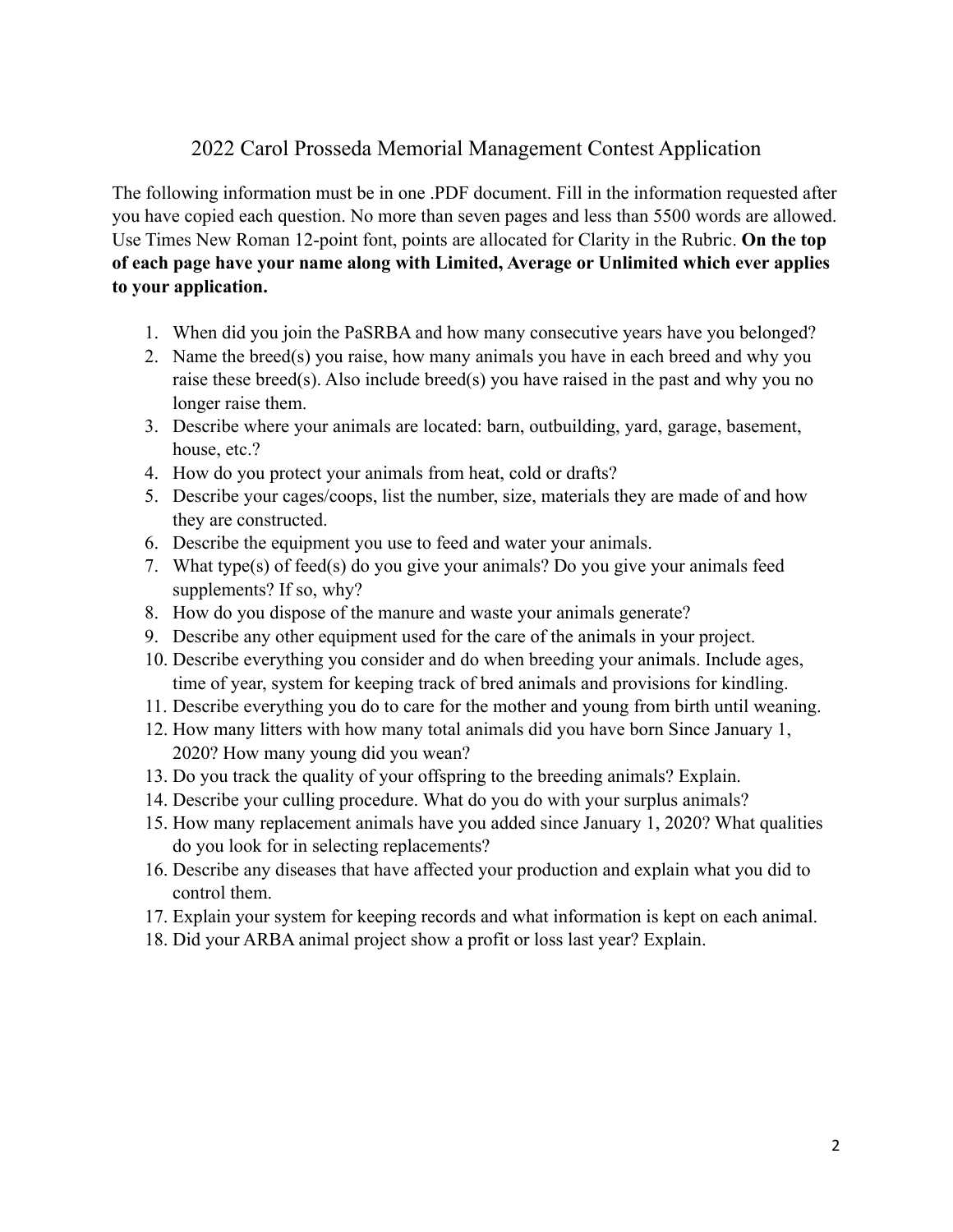# 2022 Carol Prosseda Memorial Management Contest Application

The following information must be in one .PDF document. Fill in the information requested after you have copied each question. No more than seven pages and less than 5500 words are allowed. Use Times New Roman 12-point font, points are allocated for Clarity in the Rubric. **On the top of each page have your name along with Limited, Average or Unlimited which ever applies to your application.**

1. When did you join the PaSRBA and how many consecutive years have you belonged?
2. Name the breed(s) you raise, how many animals you have in each breed and why you raise these breed(s). Also include breed(s) you have raised in the past and why you no longer raise them.
3. Describe where your animals are located: barn, outbuilding, yard, garage, basement, house, etc.?
4. How do you protect your animals from heat, cold or drafts?
5. Describe your cages/coops, list the number, size, materials they are made of and how they are constructed.
6. Describe the equipment you use to feed and water your animals.
7. What type(s) of feed(s) do you give your animals? Do you give your animals feed supplements? If so, why?
8. How do you dispose of the manure and waste your animals generate?
9. Describe any other equipment used for the care of the animals in your project.
10. Describe everything you consider and do when breeding your animals. Include ages, time of year, system for keeping track of bred animals and provisions for kindling.
11. Describe everything you do to care for the mother and young from birth until weaning.
12. How many litters with how many total animals did you have born Since January 1, 2020? How many young did you wean?
13. Do you track the quality of your offspring to the breeding animals? Explain.
14. Describe your culling procedure. What do you do with your surplus animals?
15. How many replacement animals have you added since January 1, 2020? What qualities do you look for in selecting replacements?
16. Describe any diseases that have affected your production and explain what you did to control them.
17. Explain your system for keeping records and what information is kept on each animal.
18. Did your ARBA animal project show a profit or loss last year? Explain.